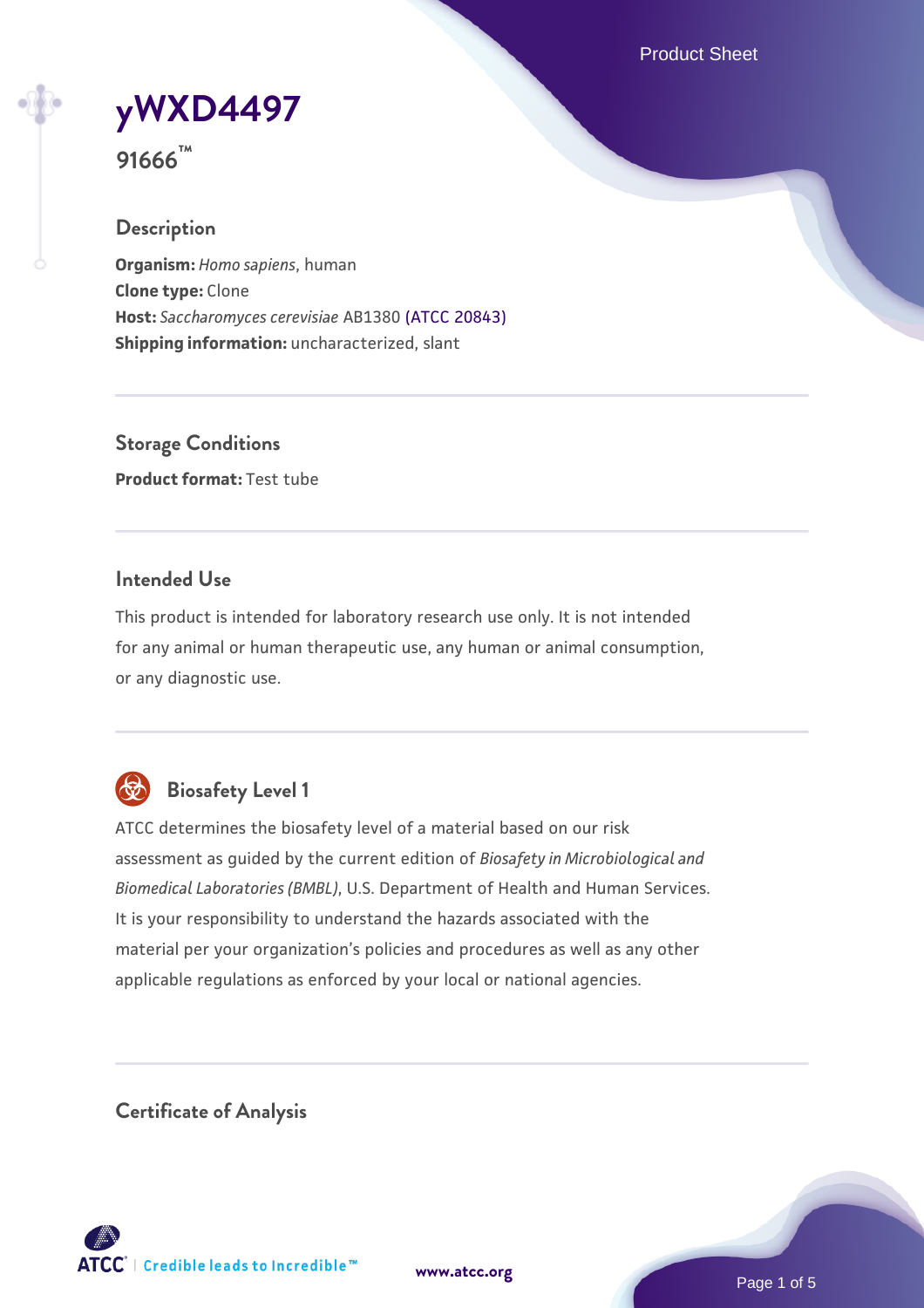# yWXD4497

**91666™**

## Description

**Organism:** *Homo sapiens*, human
**Clone type:** Clone
**Host:** *Saccharomyces cerevisiae* AB1380 (ATCC 20843)
**Shipping information:** uncharacterized, slant

## Storage Conditions

**Product format:** Test tube

## Intended Use

This product is intended for laboratory research use only. It is not intended for any animal or human therapeutic use, any human or animal consumption, or any diagnostic use.

## Biosafety Level 1

ATCC determines the biosafety level of a material based on our risk assessment as guided by the current edition of *Biosafety in Microbiological and Biomedical Laboratories (BMBL)*, U.S. Department of Health and Human Services. It is your responsibility to understand the hazards associated with the material per your organization's policies and procedures as well as any other applicable regulations as enforced by your local or national agencies.

## Certificate of Analysis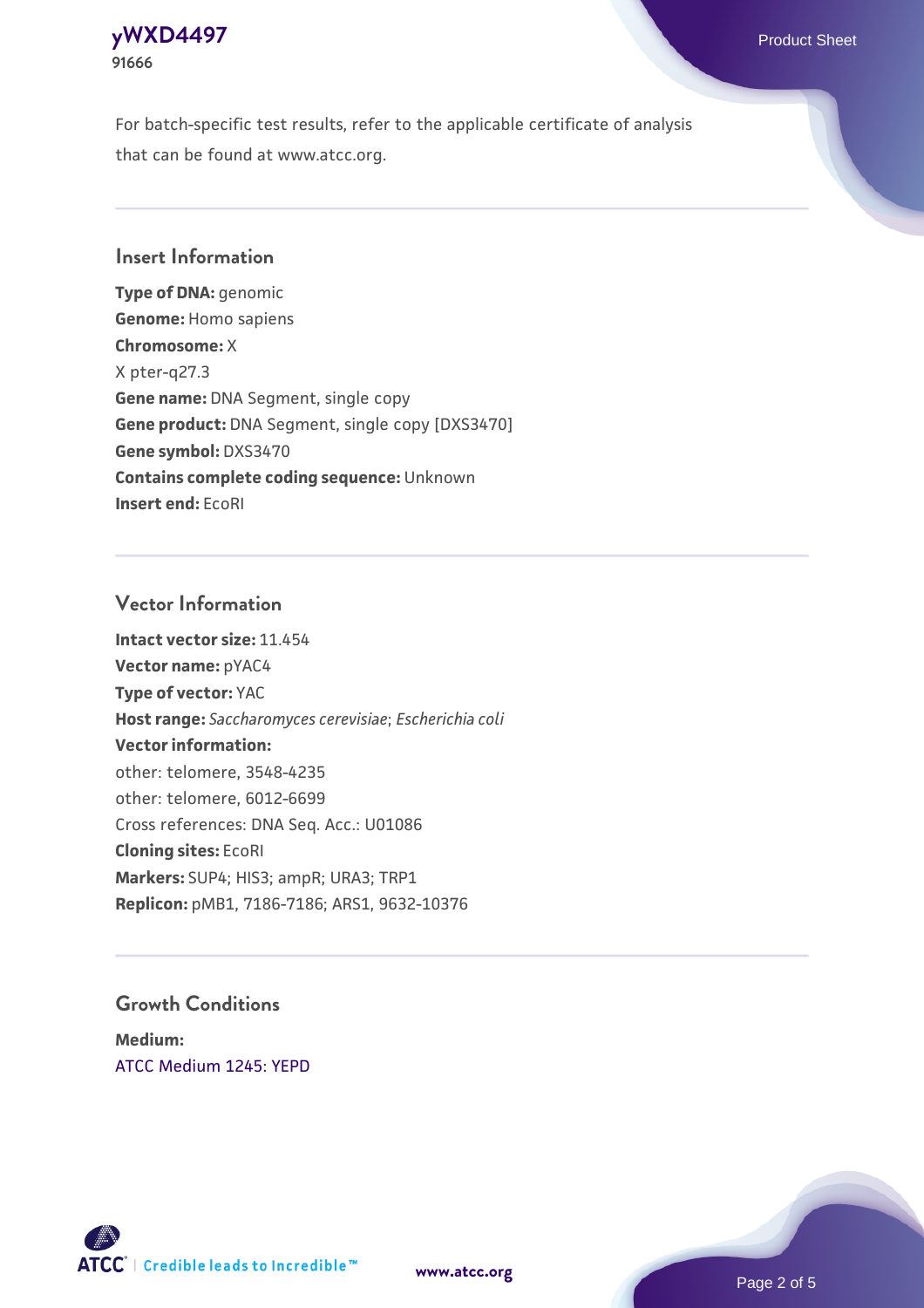For batch-specific test results, refer to the applicable certificate of analysis that can be found at www.atcc.org.

## Insert Information

**Type of DNA:** genomic
**Genome:** Homo sapiens
**Chromosome:** X
X pter-q27.3
**Gene name:** DNA Segment, single copy
**Gene product:** DNA Segment, single copy [DXS3470]
**Gene symbol:** DXS3470
**Contains complete coding sequence:** Unknown
**Insert end:** EcoRI

## Vector Information

**Intact vector size:** 11.454
**Vector name:** pYAC4
**Type of vector:** YAC
**Host range:** *Saccharomyces cerevisiae*; *Escherichia coli*
**Vector information:**
other: telomere, 3548-4235
other: telomere, 6012-6699
Cross references: DNA Seq. Acc.: U01086
**Cloning sites:** EcoRI
**Markers:** SUP4; HIS3; ampR; URA3; TRP1
**Replicon:** pMB1, 7186-7186; ARS1, 9632-10376

## Growth Conditions

**Medium:**
ATCC Medium 1245: YEPD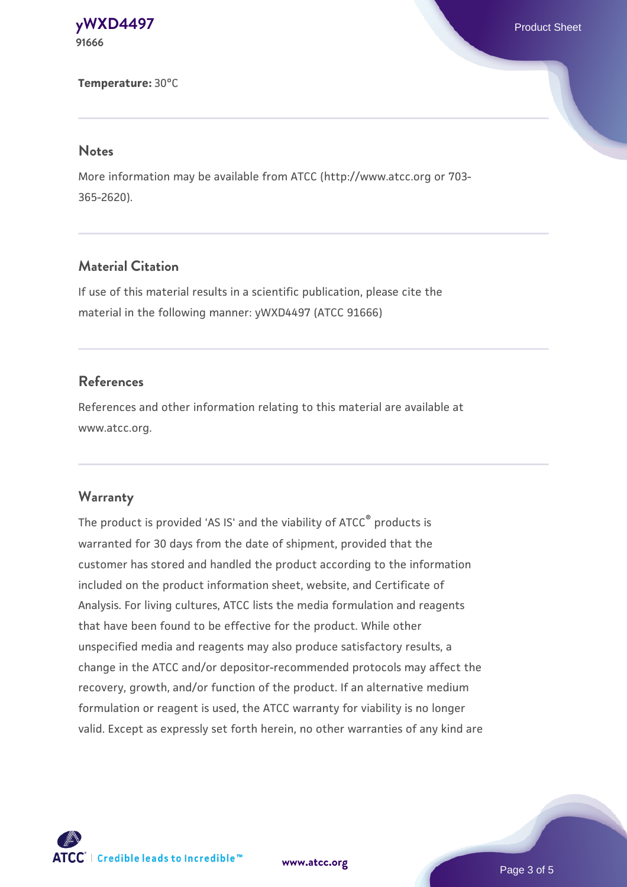**Temperature:** 30°C

## Notes

More information may be available from ATCC (http://www.atcc.org or 703-365-2620).

## Material Citation

If use of this material results in a scientific publication, please cite the material in the following manner: yWXD4497 (ATCC 91666)

## References

References and other information relating to this material are available at www.atcc.org.

## Warranty

The product is provided 'AS IS' and the viability of ATCC® products is warranted for 30 days from the date of shipment, provided that the customer has stored and handled the product according to the information included on the product information sheet, website, and Certificate of Analysis. For living cultures, ATCC lists the media formulation and reagents that have been found to be effective for the product. While other unspecified media and reagents may also produce satisfactory results, a change in the ATCC and/or depositor-recommended protocols may affect the recovery, growth, and/or function of the product. If an alternative medium formulation or reagent is used, the ATCC warranty for viability is no longer valid. Except as expressly set forth herein, no other warranties of any kind are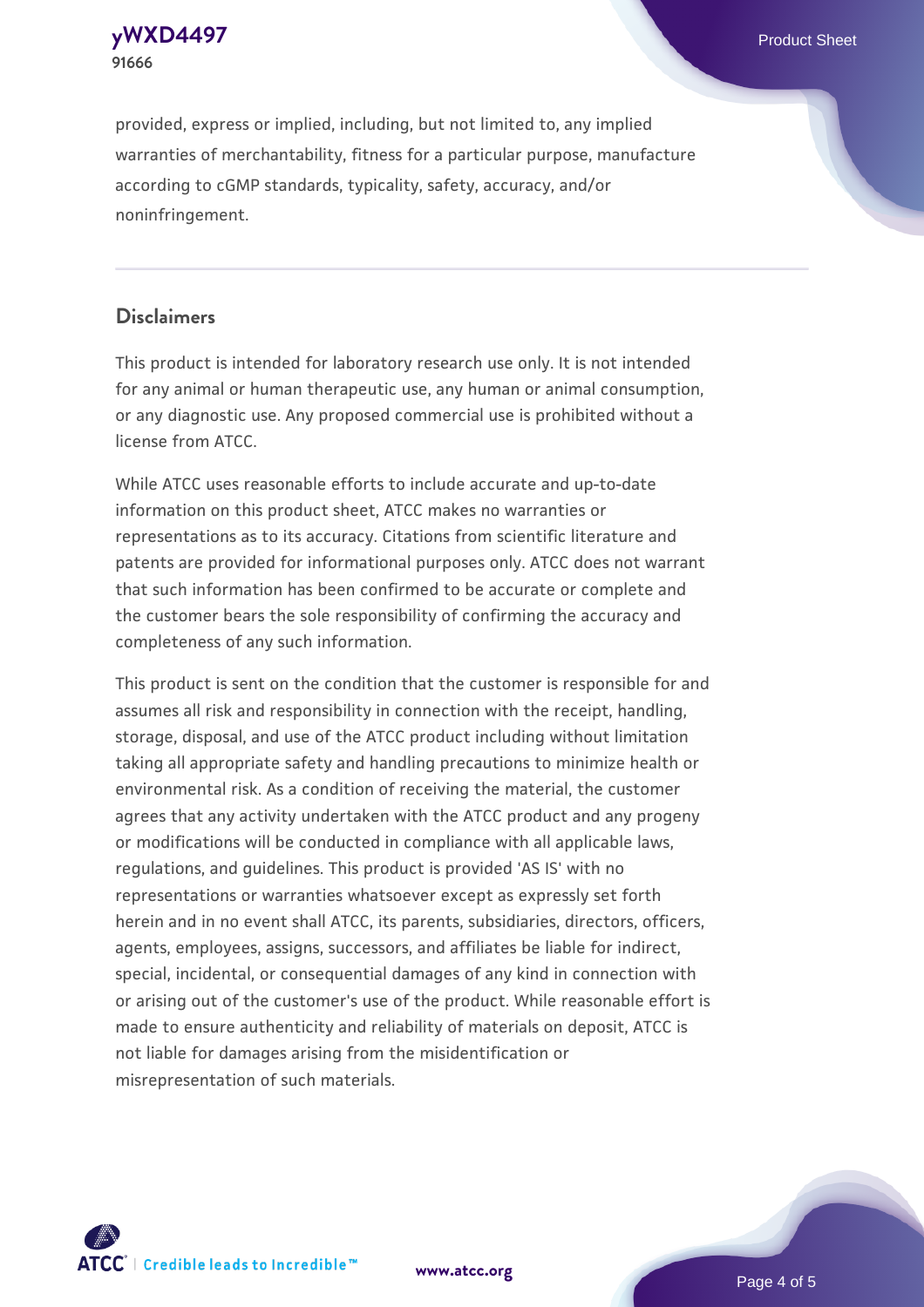provided, express or implied, including, but not limited to, any implied warranties of merchantability, fitness for a particular purpose, manufacture according to cGMP standards, typicality, safety, accuracy, and/or noninfringement.

## Disclaimers

This product is intended for laboratory research use only. It is not intended for any animal or human therapeutic use, any human or animal consumption, or any diagnostic use. Any proposed commercial use is prohibited without a license from ATCC.

While ATCC uses reasonable efforts to include accurate and up-to-date information on this product sheet, ATCC makes no warranties or representations as to its accuracy. Citations from scientific literature and patents are provided for informational purposes only. ATCC does not warrant that such information has been confirmed to be accurate or complete and the customer bears the sole responsibility of confirming the accuracy and completeness of any such information.

This product is sent on the condition that the customer is responsible for and assumes all risk and responsibility in connection with the receipt, handling, storage, disposal, and use of the ATCC product including without limitation taking all appropriate safety and handling precautions to minimize health or environmental risk. As a condition of receiving the material, the customer agrees that any activity undertaken with the ATCC product and any progeny or modifications will be conducted in compliance with all applicable laws, regulations, and guidelines. This product is provided 'AS IS' with no representations or warranties whatsoever except as expressly set forth herein and in no event shall ATCC, its parents, subsidiaries, directors, officers, agents, employees, assigns, successors, and affiliates be liable for indirect, special, incidental, or consequential damages of any kind in connection with or arising out of the customer's use of the product. While reasonable effort is made to ensure authenticity and reliability of materials on deposit, ATCC is not liable for damages arising from the misidentification or misrepresentation of such materials.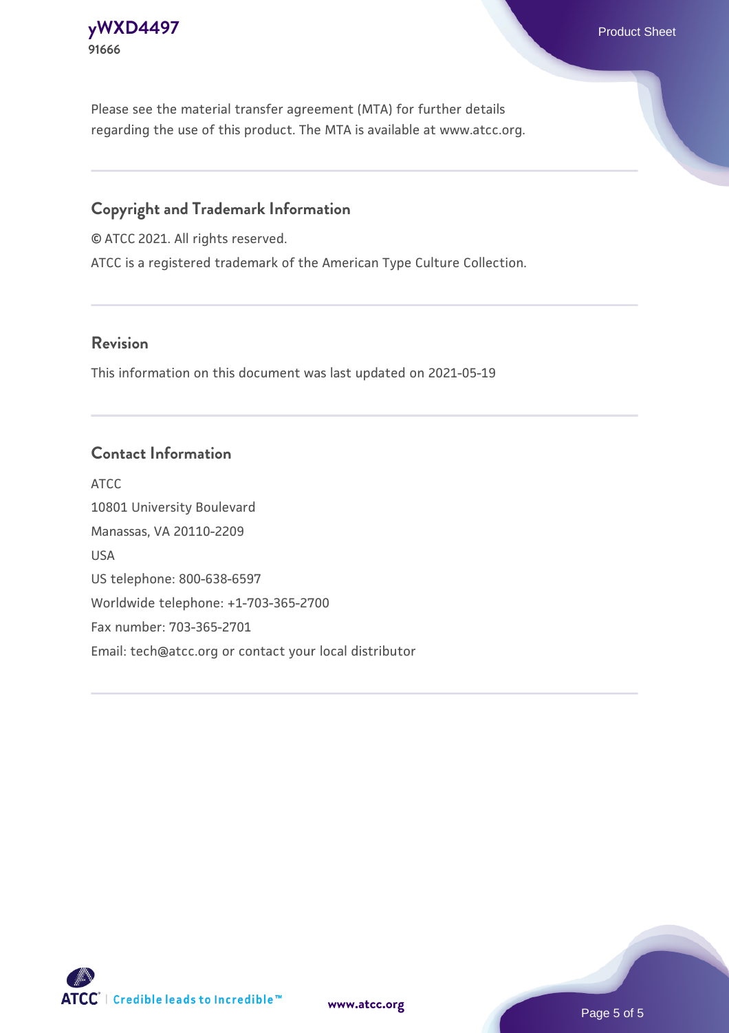Please see the material transfer agreement (MTA) for further details regarding the use of this product. The MTA is available at www.atcc.org.

## Copyright and Trademark Information

© ATCC 2021. All rights reserved.

ATCC is a registered trademark of the American Type Culture Collection.

## Revision

This information on this document was last updated on 2021-05-19

## Contact Information

ATCC
10801 University Boulevard
Manassas, VA 20110-2209
USA
US telephone: 800-638-6597
Worldwide telephone: +1-703-365-2700
Fax number: 703-365-2701
Email: tech@atcc.org or contact your local distributor